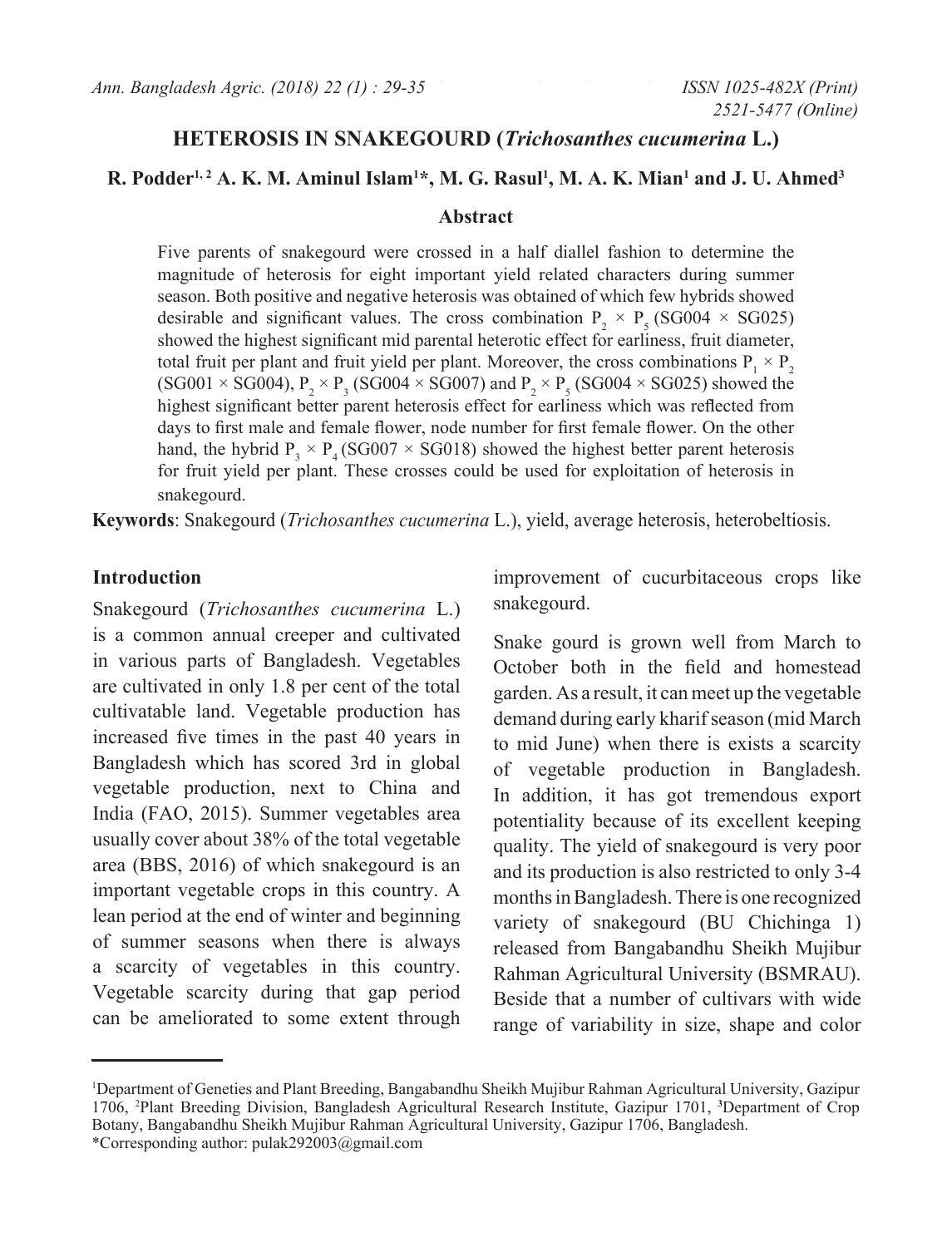# HETEROSIS IN SNAKEGOURD (*Trichosanthes cucumerina* L.)

**R. Podder[1, 2] A. K. M. Aminul Islam[1]*, M. G. Rasul[1], M. A. K. Mian[1] and J. U. Ahmed[3]**

## Abstract

Five parents of snakegourd were crossed in a half diallel fashion to determine the magnitude of heterosis for eight important yield related characters during summer season. Both positive and negative heterosis was obtained of which few hybrids showed desirable and significant values. The cross combination $P_2 \times P_5$ (SG004 × SG025) showed the highest significant mid parental heterotic effect for earliness, fruit diameter, total fruit per plant and fruit yield per plant. Moreover, the cross combinations $P_1 \times P_2$ (SG001 × SG004), $P_2 \times P_3$ (SG004 × SG007) and $P_2 \times P_5$ (SG004 × SG025) showed the highest significant better parent heterosis effect for earliness which was reflected from days to first male and female flower, node number for first female flower. On the other hand, the hybrid $P_3 \times P_4$ (SG007 × SG018) showed the highest better parent heterosis for fruit yield per plant. These crosses could be used for exploitation of heterosis in snakegourd.

**Keywords**: Snakegourd (*Trichosanthes cucumerina* L.), yield, average heterosis, heterobeltiosis.

## Introduction

Snakegourd (*Trichosanthes cucumerina* L.) is a common annual creeper and cultivated in various parts of Bangladesh. Vegetables are cultivated in only 1.8 per cent of the total cultivatable land. Vegetable production has increased five times in the past 40 years in Bangladesh which has scored 3rd in global vegetable production, next to China and India (FAO, 2015). Summer vegetables area usually cover about 38% of the total vegetable area (BBS, 2016) of which snakegourd is an important vegetable crops in this country. A lean period at the end of winter and beginning of summer seasons when there is always a scarcity of vegetables in this country. Vegetable scarcity during that gap period can be ameliorated to some extent through improvement of cucurbitaceous crops like snakegourd.

Snake gourd is grown well from March to October both in the field and homestead garden. As a result, it can meet up the vegetable demand during early kharif season (mid March to mid June) when there is exists a scarcity of vegetable production in Bangladesh. In addition, it has got tremendous export potentiality because of its excellent keeping quality. The yield of snakegourd is very poor and its production is also restricted to only 3-4 months in Bangladesh. There is one recognized variety of snakegourd (BU Chichinga 1) released from Bangabandhu Sheikh Mujibur Rahman Agricultural University (BSMRAU). Beside that a number of cultivars with wide range of variability in size, shape and color

---

[1]Department of Geneties and Plant Breeding, Bangabandhu Sheikh Mujibur Rahman Agricultural University, Gazipur 1706, [2]Plant Breeding Division, Bangladesh Agricultural Research Institute, Gazipur 1701, [3]Department of Crop Botany, Bangabandhu Sheikh Mujibur Rahman Agricultural University, Gazipur 1706, Bangladesh.
*Corresponding author: pulak292003@gmail.com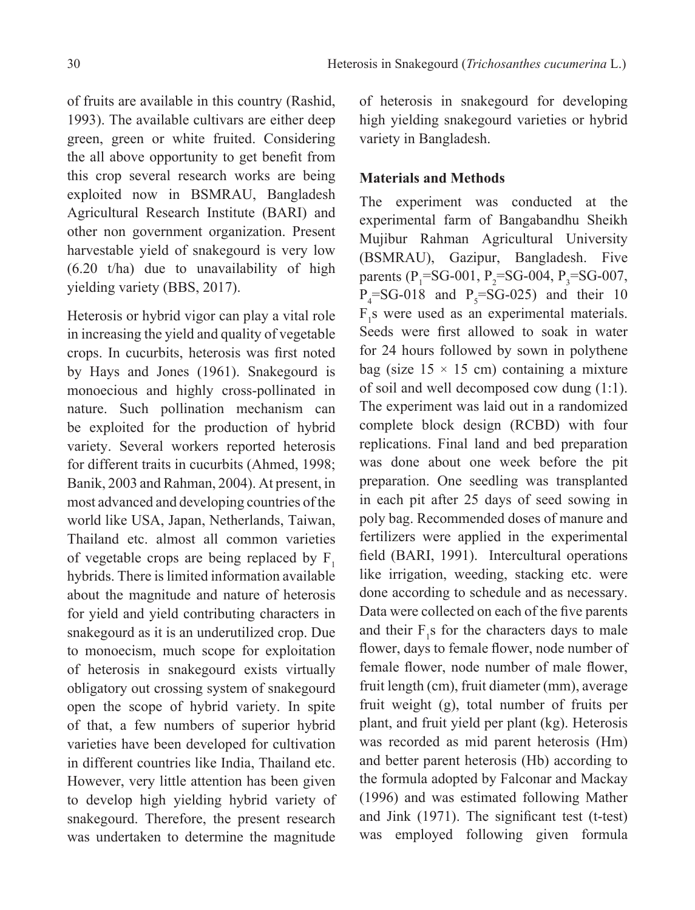of fruits are available in this country (Rashid, 1993). The available cultivars are either deep green, green or white fruited. Considering the all above opportunity to get benefit from this crop several research works are being exploited now in BSMRAU, Bangladesh Agricultural Research Institute (BARI) and other non government organization. Present harvestable yield of snakegourd is very low (6.20 t/ha) due to unavailability of high yielding variety (BBS, 2017).

Heterosis or hybrid vigor can play a vital role in increasing the yield and quality of vegetable crops. In cucurbits, heterosis was first noted by Hays and Jones (1961). Snakegourd is monoecious and highly cross-pollinated in nature. Such pollination mechanism can be exploited for the production of hybrid variety. Several workers reported heterosis for different traits in cucurbits (Ahmed, 1998; Banik, 2003 and Rahman, 2004). At present, in most advanced and developing countries of the world like USA, Japan, Netherlands, Taiwan, Thailand etc. almost all common varieties of vegetable crops are being replaced by $F_1$ hybrids. There is limited information available about the magnitude and nature of heterosis for yield and yield contributing characters in snakegourd as it is an underutilized crop. Due to monoecism, much scope for exploitation of heterosis in snakegourd exists virtually obligatory out crossing system of snakegourd open the scope of hybrid variety. In spite of that, a few numbers of superior hybrid varieties have been developed for cultivation in different countries like India, Thailand etc. However, very little attention has been given to develop high yielding hybrid variety of snakegourd. Therefore, the present research was undertaken to determine the magnitude of heterosis in snakegourd for developing high yielding snakegourd varieties or hybrid variety in Bangladesh.

## Materials and Methods

The experiment was conducted at the experimental farm of Bangabandhu Sheikh Mujibur Rahman Agricultural University (BSMRAU), Gazipur, Bangladesh. Five parents ($P_1$=SG-001, $P_2$=SG-004, $P_3$=SG-007, $P_4$=SG-018 and $P_5$=SG-025) and their 10 $F_1$s were used as an experimental materials. Seeds were first allowed to soak in water for 24 hours followed by sown in polythene bag (size $15 \times 15$ cm) containing a mixture of soil and well decomposed cow dung (1:1). The experiment was laid out in a randomized complete block design (RCBD) with four replications. Final land and bed preparation was done about one week before the pit preparation. One seedling was transplanted in each pit after 25 days of seed sowing in poly bag. Recommended doses of manure and fertilizers were applied in the experimental field (BARI, 1991). Intercultural operations like irrigation, weeding, stacking etc. were done according to schedule and as necessary. Data were collected on each of the five parents and their $F_1$s for the characters days to male flower, days to female flower, node number of female flower, node number of male flower, fruit length (cm), fruit diameter (mm), average fruit weight (g), total number of fruits per plant, and fruit yield per plant (kg). Heterosis was recorded as mid parent heterosis (Hm) and better parent heterosis (Hb) according to the formula adopted by Falconar and Mackay (1996) and was estimated following Mather and Jink (1971). The significant test (t-test) was employed following given formula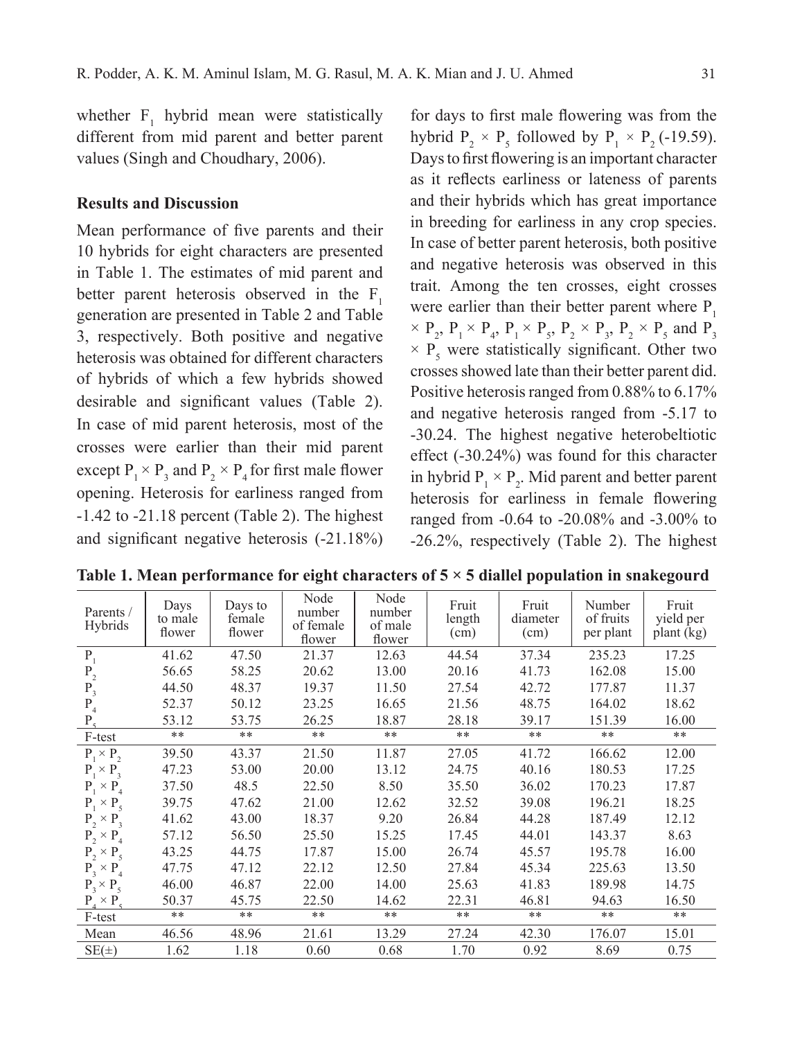whether $F_1$ hybrid mean were statistically different from mid parent and better parent values (Singh and Choudhary, 2006).

## Results and Discussion

Mean performance of five parents and their 10 hybrids for eight characters are presented in Table 1. The estimates of mid parent and better parent heterosis observed in the $F_1$ generation are presented in Table 2 and Table 3, respectively. Both positive and negative heterosis was obtained for different characters of hybrids of which a few hybrids showed desirable and significant values (Table 2). In case of mid parent heterosis, most of the crosses were earlier than their mid parent except $P_1 \times P_3$ and $P_2 \times P_4$ for first male flower opening. Heterosis for earliness ranged from -1.42 to -21.18 percent (Table 2). The highest and significant negative heterosis (-21.18%) for days to first male flowering was from the hybrid $P_2 \times P_5$ followed by $P_1 \times P_2$ (-19.59). Days to first flowering is an important character as it reflects earliness or lateness of parents and their hybrids which has great importance in breeding for earliness in any crop species. In case of better parent heterosis, both positive and negative heterosis was observed in this trait. Among the ten crosses, eight crosses were earlier than their better parent where $P_1 \times P_2$, $P_1 \times P_4$, $P_1 \times P_5$, $P_2 \times P_3$, $P_2 \times P_5$ and $P_3 \times P_5$ were statistically significant. Other two crosses showed late than their better parent did. Positive heterosis ranged from 0.88% to 6.17% and negative heterosis ranged from -5.17 to -30.24. The highest negative heterobeltiotic effect (-30.24%) was found for this character in hybrid $P_1 \times P_2$. Mid parent and better parent heterosis for earliness in female flowering ranged from -0.64 to -20.08% and -3.00% to -26.2%, respectively (Table 2). The highest

**Table 1. Mean performance for eight characters of 5 × 5 diallel population in snakegourd**

| Parents / Hybrids | Days to male flower | Days to female flower | Node number of female flower | Node number of male flower | Fruit length (cm) | Fruit diameter (cm) | Number of fruits per plant | Fruit yield per plant (kg) |
|---|---|---|---|---|---|---|---|---|
| $P_1$ | 41.62 | 47.50 | 21.37 | 12.63 | 44.54 | 37.34 | 235.23 | 17.25 |
| $P_2$ | 56.65 | 58.25 | 20.62 | 13.00 | 20.16 | 41.73 | 162.08 | 15.00 |
| $P_3$ | 44.50 | 48.37 | 19.37 | 11.50 | 27.54 | 42.72 | 177.87 | 11.37 |
| $P_4$ | 52.37 | 50.12 | 23.25 | 16.65 | 21.56 | 48.75 | 164.02 | 18.62 |
| $P_5$ | 53.12 | 53.75 | 26.25 | 18.87 | 28.18 | 39.17 | 151.39 | 16.00 |
| F-test | ** | ** | ** | ** | ** | ** | ** | ** |
| $P_1 \times P_2$ | 39.50 | 43.37 | 21.50 | 11.87 | 27.05 | 41.72 | 166.62 | 12.00 |
| $P_1 \times P_3$ | 47.23 | 53.00 | 20.00 | 13.12 | 24.75 | 40.16 | 180.53 | 17.25 |
| $P_1 \times P_4$ | 37.50 | 48.5 | 22.50 | 8.50 | 35.50 | 36.02 | 170.23 | 17.87 |
| $P_1 \times P_5$ | 39.75 | 47.62 | 21.00 | 12.62 | 32.52 | 39.08 | 196.21 | 18.25 |
| $P_2 \times P_3$ | 41.62 | 43.00 | 18.37 | 9.20 | 26.84 | 44.28 | 187.49 | 12.12 |
| $P_2 \times P_4$ | 57.12 | 56.50 | 25.50 | 15.25 | 17.45 | 44.01 | 143.37 | 8.63 |
| $P_2 \times P_5$ | 43.25 | 44.75 | 17.87 | 15.00 | 26.74 | 45.57 | 195.78 | 16.00 |
| $P_3 \times P_4$ | 47.75 | 47.12 | 22.12 | 12.50 | 27.84 | 45.34 | 225.63 | 13.50 |
| $P_3 \times P_5$ | 46.00 | 46.87 | 22.00 | 14.00 | 25.63 | 41.83 | 189.98 | 14.75 |
| $P_4 \times P_5$ | 50.37 | 45.75 | 22.50 | 14.62 | 22.31 | 46.81 | 94.63 | 16.50 |
| F-test | ** | ** | ** | ** | ** | ** | ** | ** |
| Mean | 46.56 | 48.96 | 21.61 | 13.29 | 27.24 | 42.30 | 176.07 | 15.01 |
| SE(±) | 1.62 | 1.18 | 0.60 | 0.68 | 1.70 | 0.92 | 8.69 | 0.75 |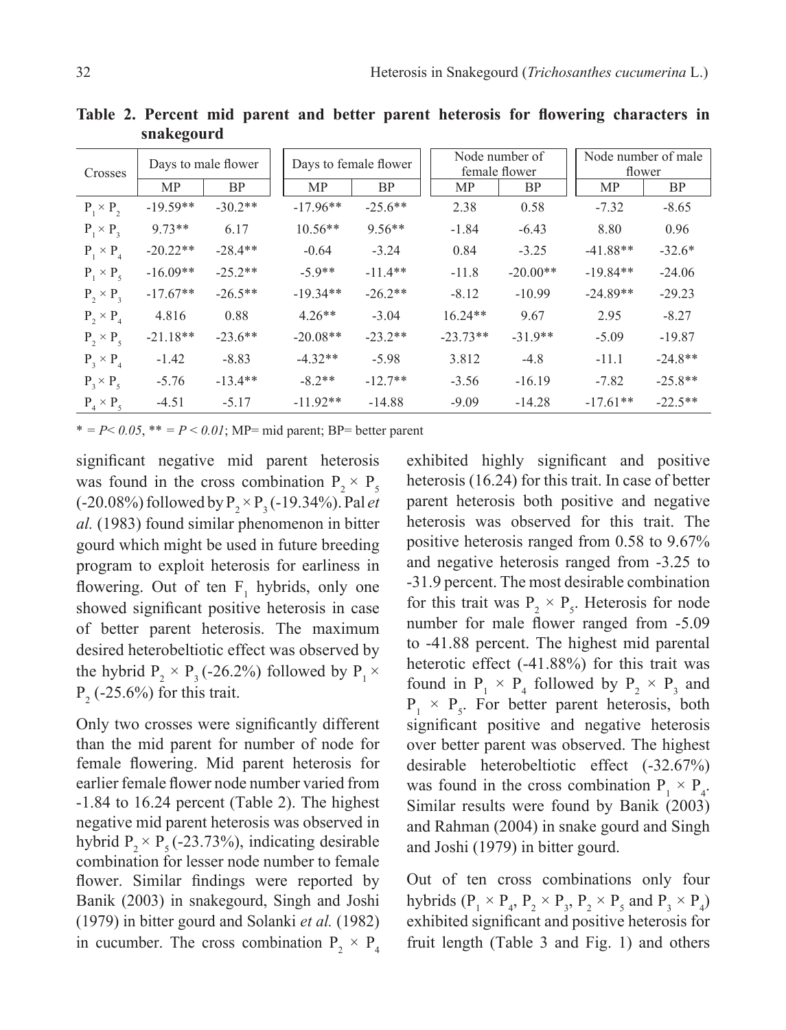**Table 2. Percent mid parent and better parent heterosis for flowering characters in snakegourd**

| Crosses | Days to male flower | | Days to female flower | | Node number of female flower | | Node number of male flower | |
|---|---|---|---|---|---|---|---|---|
| | MP | BP | MP | BP | MP | BP | MP | BP |
| $P_1 \times P_2$ | -19.59** | -30.2** | -17.96** | -25.6** | 2.38 | 0.58 | -7.32 | -8.65 |
| $P_1 \times P_3$ | 9.73** | 6.17 | 10.56** | 9.56** | -1.84 | -6.43 | 8.80 | 0.96 |
| $P_1 \times P_4$ | -20.22** | -28.4** | -0.64 | -3.24 | 0.84 | -3.25 | -41.88** | -32.6* |
| $P_1 \times P_5$ | -16.09** | -25.2** | -5.9** | -11.4** | -11.8 | -20.00** | -19.84** | -24.06 |
| $P_2 \times P_3$ | -17.67** | -26.5** | -19.34** | -26.2** | -8.12 | -10.99 | -24.89** | -29.23 |
| $P_2 \times P_4$ | 4.816 | 0.88 | 4.26** | -3.04 | 16.24** | 9.67 | 2.95 | -8.27 |
| $P_2 \times P_5$ | -21.18** | -23.6** | -20.08** | -23.2** | -23.73** | -31.9** | -5.09 | -19.87 |
| $P_3 \times P_4$ | -1.42 | -8.83 | -4.32** | -5.98 | 3.812 | -4.8 | -11.1 | -24.8** |
| $P_3 \times P_5$ | -5.76 | -13.4** | -8.2** | -12.7** | -3.56 | -16.19 | -7.82 | -25.8** |
| $P_4 \times P_5$ | -4.51 | -5.17 | -11.92** | -14.88 | -9.09 | -14.28 | -17.61** | -22.5** |

* = $P < 0.05$, ** = $P < 0.01$; MP= mid parent; BP= better parent

significant negative mid parent heterosis was found in the cross combination $P_2 \times P_5$ (-20.08%) followed by $P_2 \times P_3$ (-19.34%). Pal *et al.* (1983) found similar phenomenon in bitter gourd which might be used in future breeding program to exploit heterosis for earliness in flowering. Out of ten $F_1$ hybrids, only one showed significant positive heterosis in case of better parent heterosis. The maximum desired heterobeltiotic effect was observed by the hybrid $P_2 \times P_3$ (-26.2%) followed by $P_1 \times P_2$ (-25.6%) for this trait.

Only two crosses were significantly different than the mid parent for number of node for female flowering. Mid parent heterosis for earlier female flower node number varied from -1.84 to 16.24 percent (Table 2). The highest negative mid parent heterosis was observed in hybrid $P_2 \times P_5$ (-23.73%), indicating desirable combination for lesser node number to female flower. Similar findings were reported by Banik (2003) in snakegourd, Singh and Joshi (1979) in bitter gourd and Solanki *et al.* (1982) in cucumber. The cross combination $P_2 \times P_4$ exhibited highly significant and positive heterosis (16.24) for this trait. In case of better parent heterosis both positive and negative heterosis was observed for this trait. The positive heterosis ranged from 0.58 to 9.67% and negative heterosis ranged from -3.25 to -31.9 percent. The most desirable combination for this trait was $P_2 \times P_5$. Heterosis for node number for male flower ranged from -5.09 to -41.88 percent. The highest mid parental heterotic effect (-41.88%) for this trait was found in $P_1 \times P_4$ followed by $P_2 \times P_3$ and $P_1 \times P_5$. For better parent heterosis, both significant positive and negative heterosis over better parent was observed. The highest desirable heterobeltiotic effect (-32.67%) was found in the cross combination $P_1 \times P_4$. Similar results were found by Banik (2003) and Rahman (2004) in snake gourd and Singh and Joshi (1979) in bitter gourd.

Out of ten cross combinations only four hybrids ($P_1 \times P_4$, $P_2 \times P_3$, $P_2 \times P_5$ and $P_3 \times P_4$) exhibited significant and positive heterosis for fruit length (Table 3 and Fig. 1) and others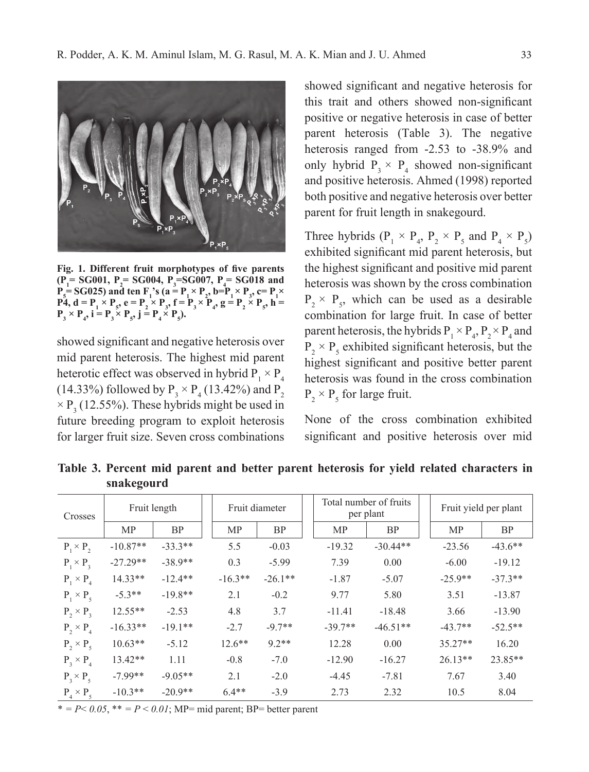**Fig. 1. Different fruit morphotypes of five parents ($P_1$= SG001, $P_2$= SG004, $P_3$=SG007, $P_4$= SG018 and $P_5$= SG025) and ten $F_1$'s (a = $P_1 \times P_2$, b=$P_1 \times P_3$, c= $P_1 \times$ P4, d = $P_1 \times P_5$, e = $P_2 \times P_3$, f = $P_3 \times P_4$, g = $P_2 \times P_5$, h = $P_3 \times P_4$, i = $P_3 \times P_5$, j = $P_4 \times P_5$).**

showed significant and negative heterosis over mid parent heterosis. The highest mid parent heterotic effect was observed in hybrid $P_1 \times P_4$ (14.33%) followed by $P_3 \times P_4$ (13.42%) and $P_2 \times P_3$ (12.55%). These hybrids might be used in future breeding program to exploit heterosis for larger fruit size. Seven cross combinations showed significant and negative heterosis for this trait and others showed non-significant positive or negative heterosis in case of better parent heterosis (Table 3). The negative heterosis ranged from -2.53 to -38.9% and only hybrid $P_3 \times P_4$ showed non-significant and positive heterosis. Ahmed (1998) reported both positive and negative heterosis over better parent for fruit length in snakegourd.

Three hybrids ($P_1 \times P_4$, $P_2 \times P_5$ and $P_4 \times P_5$) exhibited significant mid parent heterosis, but the highest significant and positive mid parent heterosis was shown by the cross combination $P_2 \times P_5$, which can be used as a desirable combination for large fruit. In case of better parent heterosis, the hybrids $P_1 \times P_4$, $P_2 \times P_4$ and $P_2 \times P_5$ exhibited significant heterosis, but the highest significant and positive better parent heterosis was found in the cross combination $P_2 \times P_5$ for large fruit.

None of the cross combination exhibited significant and positive heterosis over mid

**Table 3. Percent mid parent and better parent heterosis for yield related characters in snakegourd**

| Crosses | Fruit length | | Fruit diameter | | Total number of fruits per plant | | Fruit yield per plant | |
|---|---|---|---|---|---|---|---|---|
| | MP | BP | MP | BP | MP | BP | MP | BP |
| $P_1 \times P_2$ | -10.87** | -33.3** | 5.5 | -0.03 | -19.32 | -30.44** | -23.56 | -43.6** |
| $P_1 \times P_3$ | -27.29** | -38.9** | 0.3 | -5.99 | 7.39 | 0.00 | -6.00 | -19.12 |
| $P_1 \times P_4$ | 14.33** | -12.4** | -16.3** | -26.1** | -1.87 | -5.07 | -25.9** | -37.3** |
| $P_1 \times P_5$ | -5.3** | -19.8** | 2.1 | -0.2 | 9.77 | 5.80 | 3.51 | -13.87 |
| $P_2 \times P_3$ | 12.55** | -2.53 | 4.8 | 3.7 | -11.41 | -18.48 | 3.66 | -13.90 |
| $P_2 \times P_4$ | -16.33** | -19.1** | -2.7 | -9.7** | -39.7** | -46.51** | -43.7** | -52.5** |
| $P_2 \times P_5$ | 10.63** | -5.12 | 12.6** | 9.2** | 12.28 | 0.00 | 35.27** | 16.20 |
| $P_3 \times P_4$ | 13.42** | 1.11 | -0.8 | -7.0 | -12.90 | -16.27 | 26.13** | 23.85** |
| $P_3 \times P_5$ | -7.99** | -9.05** | 2.1 | -2.0 | -4.45 | -7.81 | 7.67 | 3.40 |
| $P_4 \times P_5$ | -10.3** | -20.9** | 6.4** | -3.9 | 2.73 | 2.32 | 10.5 | 8.04 |

* = $P < 0.05$, ** = $P < 0.01$; MP= mid parent; BP= better parent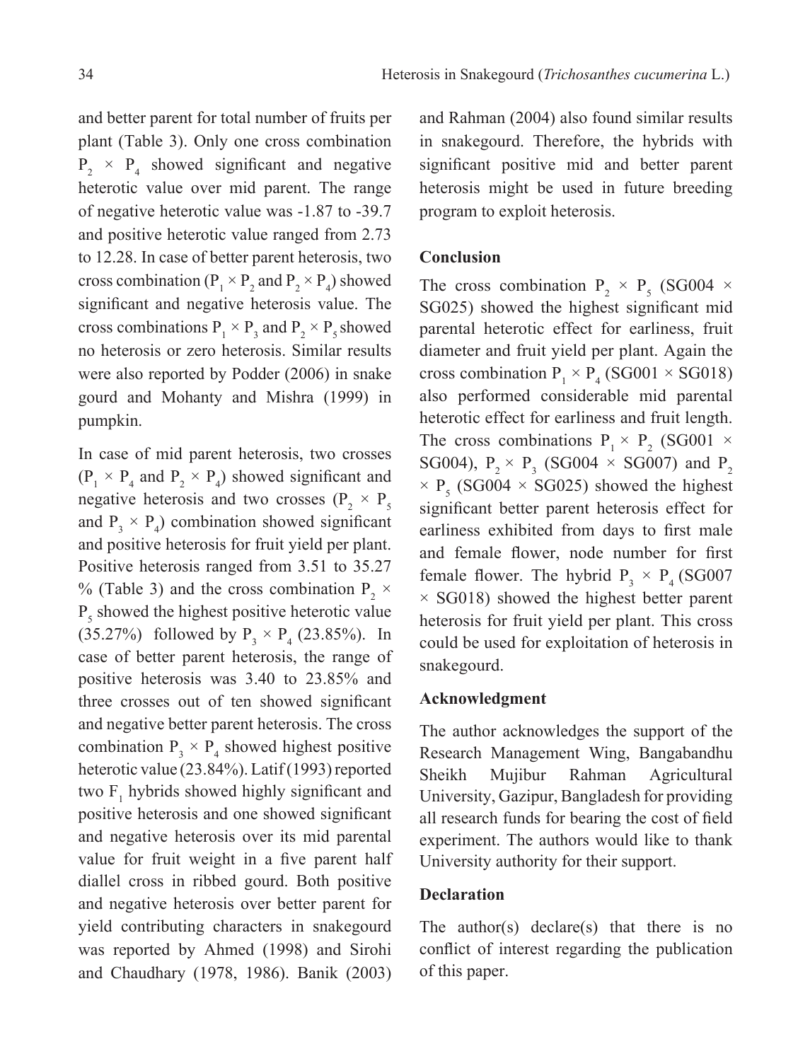and better parent for total number of fruits per plant (Table 3). Only one cross combination $P_2 \times P_4$ showed significant and negative heterotic value over mid parent. The range of negative heterotic value was -1.87 to -39.7 and positive heterotic value ranged from 2.73 to 12.28. In case of better parent heterosis, two cross combination ($P_1 \times P_2$ and $P_2 \times P_4$) showed significant and negative heterosis value. The cross combinations $P_1 \times P_3$ and $P_2 \times P_5$ showed no heterosis or zero heterosis. Similar results were also reported by Podder (2006) in snake gourd and Mohanty and Mishra (1999) in pumpkin.

In case of mid parent heterosis, two crosses ($P_1 \times P_4$ and $P_2 \times P_4$) showed significant and negative heterosis and two crosses ($P_2 \times P_5$ and $P_3 \times P_4$) combination showed significant and positive heterosis for fruit yield per plant. Positive heterosis ranged from 3.51 to 35.27 % (Table 3) and the cross combination $P_2 \times P_5$ showed the highest positive heterotic value (35.27%) followed by $P_3 \times P_4$ (23.85%). In case of better parent heterosis, the range of positive heterosis was 3.40 to 23.85% and three crosses out of ten showed significant and negative better parent heterosis. The cross combination $P_3 \times P_4$ showed highest positive heterotic value (23.84%). Latif (1993) reported two $F_1$ hybrids showed highly significant and positive heterosis and one showed significant and negative heterosis over its mid parental value for fruit weight in a five parent half diallel cross in ribbed gourd. Both positive and negative heterosis over better parent for yield contributing characters in snakegourd was reported by Ahmed (1998) and Sirohi and Chaudhary (1978, 1986). Banik (2003) and Rahman (2004) also found similar results in snakegourd. Therefore, the hybrids with significant positive mid and better parent heterosis might be used in future breeding program to exploit heterosis.

## Conclusion

The cross combination $P_2 \times P_5$ (SG004 × SG025) showed the highest significant mid parental heterotic effect for earliness, fruit diameter and fruit yield per plant. Again the cross combination $P_1 \times P_4$ (SG001 × SG018) also performed considerable mid parental heterotic effect for earliness and fruit length. The cross combinations $P_1 \times P_2$ (SG001 × SG004), $P_2 \times P_3$ (SG004 × SG007) and $P_2 \times P_5$ (SG004 × SG025) showed the highest significant better parent heterosis effect for earliness exhibited from days to first male and female flower, node number for first female flower. The hybrid $P_3 \times P_4$ (SG007 × SG018) showed the highest better parent heterosis for fruit yield per plant. This cross could be used for exploitation of heterosis in snakegourd.

## Acknowledgment

The author acknowledges the support of the Research Management Wing, Bangabandhu Sheikh Mujibur Rahman Agricultural University, Gazipur, Bangladesh for providing all research funds for bearing the cost of field experiment. The authors would like to thank University authority for their support.

## Declaration

The author(s) declare(s) that there is no conflict of interest regarding the publication of this paper.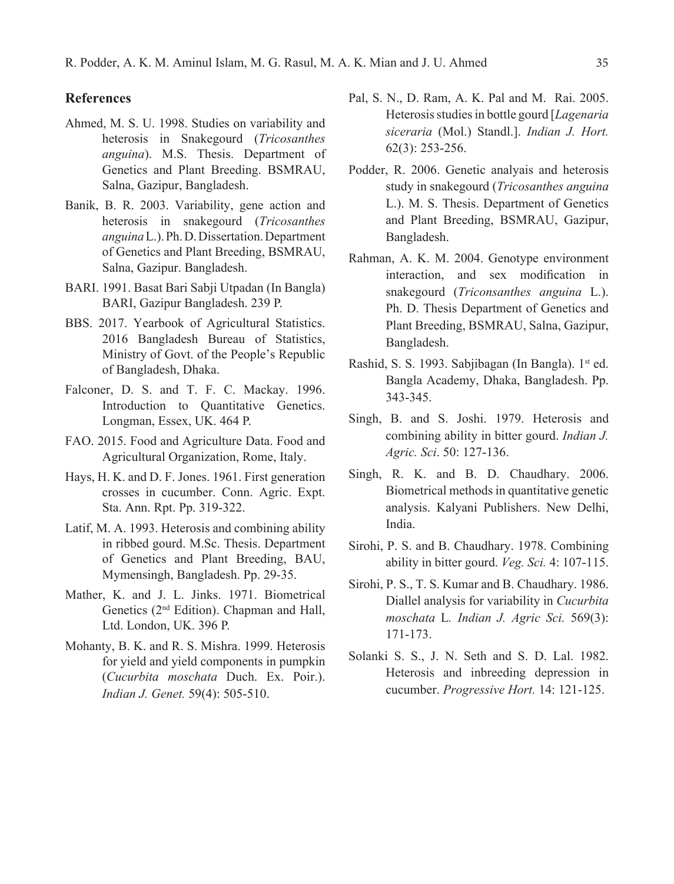## References

Ahmed, M. S. U. 1998. Studies on variability and heterosis in Snakegourd (*Tricosanthes anguina*). M.S. Thesis. Department of Genetics and Plant Breeding. BSMRAU, Salna, Gazipur, Bangladesh.

Banik, B. R. 2003. Variability, gene action and heterosis in snakegourd (*Tricosanthes anguina* L.). Ph. D. Dissertation. Department of Genetics and Plant Breeding, BSMRAU, Salna, Gazipur. Bangladesh.

BARI. 1991. Basat Bari Sabji Utpadan (In Bangla) BARI, Gazipur Bangladesh. 239 P.

BBS. 2017. Yearbook of Agricultural Statistics. 2016 Bangladesh Bureau of Statistics, Ministry of Govt. of the People's Republic of Bangladesh, Dhaka.

Falconer, D. S. and T. F. C. Mackay. 1996. Introduction to Quantitative Genetics. Longman, Essex, UK. 464 P.

FAO. 2015. Food and Agriculture Data. Food and Agricultural Organization, Rome, Italy.

Hays, H. K. and D. F. Jones. 1961. First generation crosses in cucumber. Conn. Agric. Expt. Sta. Ann. Rpt. Pp. 319-322.

Latif, M. A. 1993. Heterosis and combining ability in ribbed gourd. M.Sc. Thesis. Department of Genetics and Plant Breeding, BAU, Mymensingh, Bangladesh. Pp. 29-35.

Mather, K. and J. L. Jinks. 1971. Biometrical Genetics (2nd Edition). Chapman and Hall, Ltd. London, UK. 396 P.

Mohanty, B. K. and R. S. Mishra. 1999. Heterosis for yield and yield components in pumpkin (*Cucurbita moschata* Duch. Ex. Poir.). *Indian J. Genet.* 59(4): 505-510.

Pal, S. N., D. Ram, A. K. Pal and M. Rai. 2005. Heterosis studies in bottle gourd [*Lagenaria siceraria* (Mol.) Standl.]. *Indian J. Hort.* 62(3): 253-256.

Podder, R. 2006. Genetic analyais and heterosis study in snakegourd (*Tricosanthes anguina* L.). M. S. Thesis. Department of Genetics and Plant Breeding, BSMRAU, Gazipur, Bangladesh.

Rahman, A. K. M. 2004. Genotype environment interaction, and sex modification in snakegourd (*Triconsanthes anguina* L.). Ph. D. Thesis Department of Genetics and Plant Breeding, BSMRAU, Salna, Gazipur, Bangladesh.

Rashid, S. S. 1993. Sabjibagan (In Bangla). 1st ed. Bangla Academy, Dhaka, Bangladesh. Pp. 343-345.

Singh, B. and S. Joshi. 1979. Heterosis and combining ability in bitter gourd. *Indian J. Agric. Sci*. 50: 127-136.

Singh, R. K. and B. D. Chaudhary. 2006. Biometrical methods in quantitative genetic analysis. Kalyani Publishers. New Delhi, India.

Sirohi, P. S. and B. Chaudhary. 1978. Combining ability in bitter gourd. *Veg. Sci.* 4: 107-115.

Sirohi, P. S., T. S. Kumar and B. Chaudhary. 1986. Diallel analysis for variability in *Cucurbita moschata* L. *Indian J. Agric Sci.* 569(3): 171-173.

Solanki S. S., J. N. Seth and S. D. Lal. 1982. Heterosis and inbreeding depression in cucumber. *Progressive Hort.* 14: 121-125.